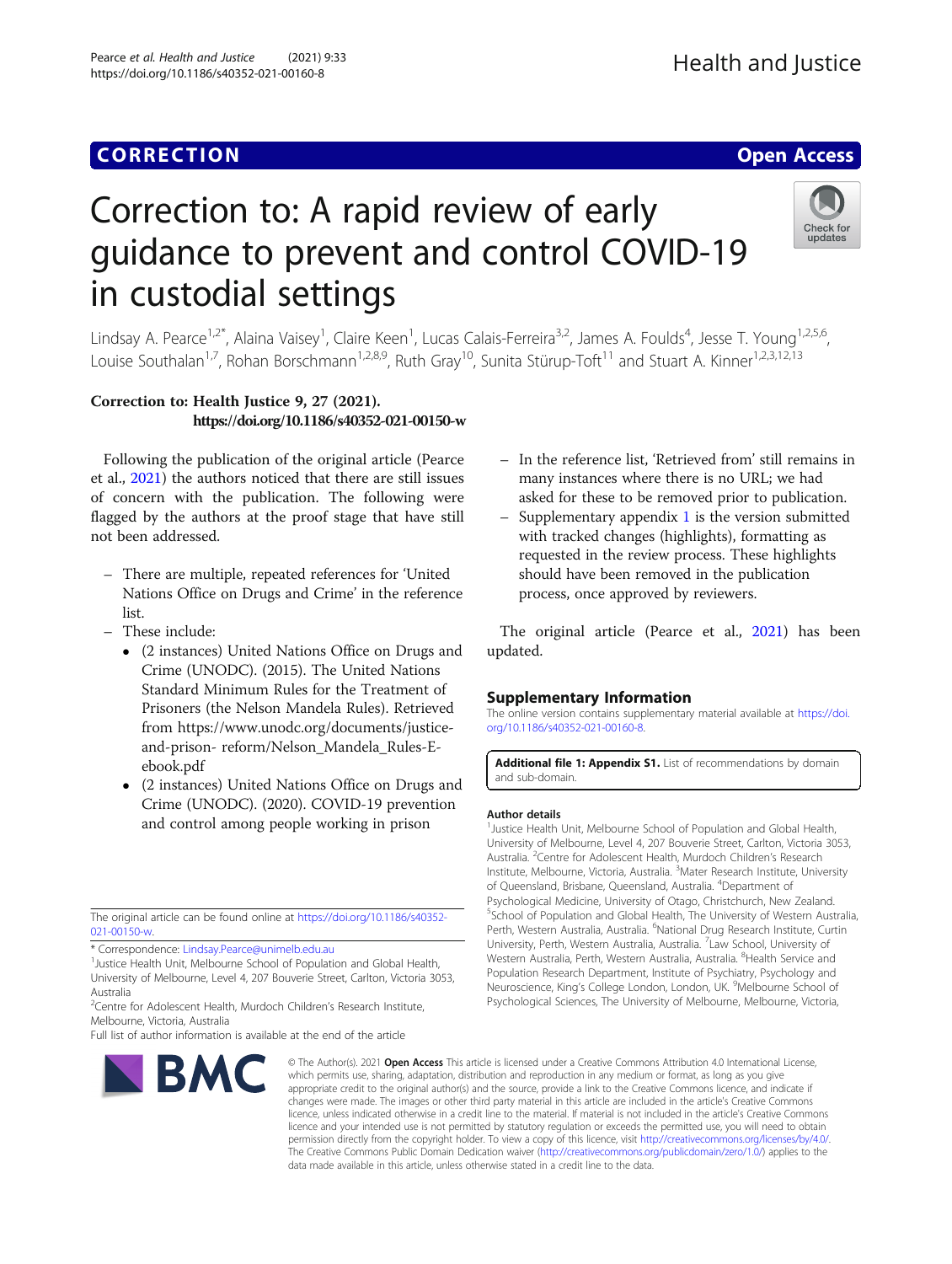CORRECTION Open Access

# Correction to: A rapid review of early guidance to prevent and control COVID-19 in custodial settings

Lindsay A. Pearce[1,2*], Alaina Vaisey[1], Claire Keen[1], Lucas Calais-Ferreira[3,2], James A. Foulds[4], Jesse T. Young[1,2,5,6], Louise Southalan[1,7], Rohan Borschmann[1,2,8,9], Ruth Gray[10], Sunita Stürup-Toft[11] and Stuart A. Kinner[1,2,3,12,13]

**Correction to: Health Justice 9, 27 (2021).**
**https://doi.org/10.1186/s40352-021-00150-w**

Following the publication of the original article (Pearce et al., 2021) the authors noticed that there are still issues of concern with the publication. The following were flagged by the authors at the proof stage that have still not been addressed.

- There are multiple, repeated references for 'United Nations Office on Drugs and Crime' in the reference list.
- These include:
  - (2 instances) United Nations Office on Drugs and Crime (UNODC). (2015). The United Nations Standard Minimum Rules for the Treatment of Prisoners (the Nelson Mandela Rules). Retrieved from https://www.unodc.org/documents/justice-and-prison- reform/Nelson_Mandela_Rules-E-ebook.pdf
  - (2 instances) United Nations Office on Drugs and Crime (UNODC). (2020). COVID-19 prevention and control among people working in prison
- In the reference list, 'Retrieved from' still remains in many instances where there is no URL; we had asked for these to be removed prior to publication.
- Supplementary appendix 1 is the version submitted with tracked changes (highlights), formatting as requested in the review process. These highlights should have been removed in the publication process, once approved by reviewers.

The original article (Pearce et al., 2021) has been updated.

## Supplementary Information

The online version contains supplementary material available at https://doi.org/10.1186/s40352-021-00160-8.

**Additional file 1: Appendix S1.** List of recommendations by domain and sub-domain.

### Author details

[1]Justice Health Unit, Melbourne School of Population and Global Health, University of Melbourne, Level 4, 207 Bouverie Street, Carlton, Victoria 3053, Australia. [2]Centre for Adolescent Health, Murdoch Children's Research Institute, Melbourne, Victoria, Australia. [3]Mater Research Institute, University of Queensland, Brisbane, Queensland, Australia. [4]Department of Psychological Medicine, University of Otago, Christchurch, New Zealand. [5]School of Population and Global Health, The University of Western Australia, Perth, Western Australia, Australia. [6]National Drug Research Institute, Curtin University, Perth, Western Australia, Australia. [7]Law School, University of Western Australia, Perth, Western Australia, Australia. [8]Health Service and Population Research Department, Institute of Psychiatry, Psychology and Neuroscience, King's College London, London, UK. [9]Melbourne School of Psychological Sciences, The University of Melbourne, Melbourne, Victoria,

The original article can be found online at https://doi.org/10.1186/s40352-021-00150-w.

\* Correspondence: Lindsay.Pearce@unimelb.edu.au
[1]Justice Health Unit, Melbourne School of Population and Global Health, University of Melbourne, Level 4, 207 Bouverie Street, Carlton, Victoria 3053, Australia
[2]Centre for Adolescent Health, Murdoch Children's Research Institute, Melbourne, Victoria, Australia
Full list of author information is available at the end of the article

© The Author(s). 2021 **Open Access** This article is licensed under a Creative Commons Attribution 4.0 International License, which permits use, sharing, adaptation, distribution and reproduction in any medium or format, as long as you give appropriate credit to the original author(s) and the source, provide a link to the Creative Commons licence, and indicate if changes were made. The images or other third party material in this article are included in the article's Creative Commons licence, unless indicated otherwise in a credit line to the material. If material is not included in the article's Creative Commons licence and your intended use is not permitted by statutory regulation or exceeds the permitted use, you will need to obtain permission directly from the copyright holder. To view a copy of this licence, visit http://creativecommons.org/licenses/by/4.0/. The Creative Commons Public Domain Dedication waiver (http://creativecommons.org/publicdomain/zero/1.0/) applies to the data made available in this article, unless otherwise stated in a credit line to the data.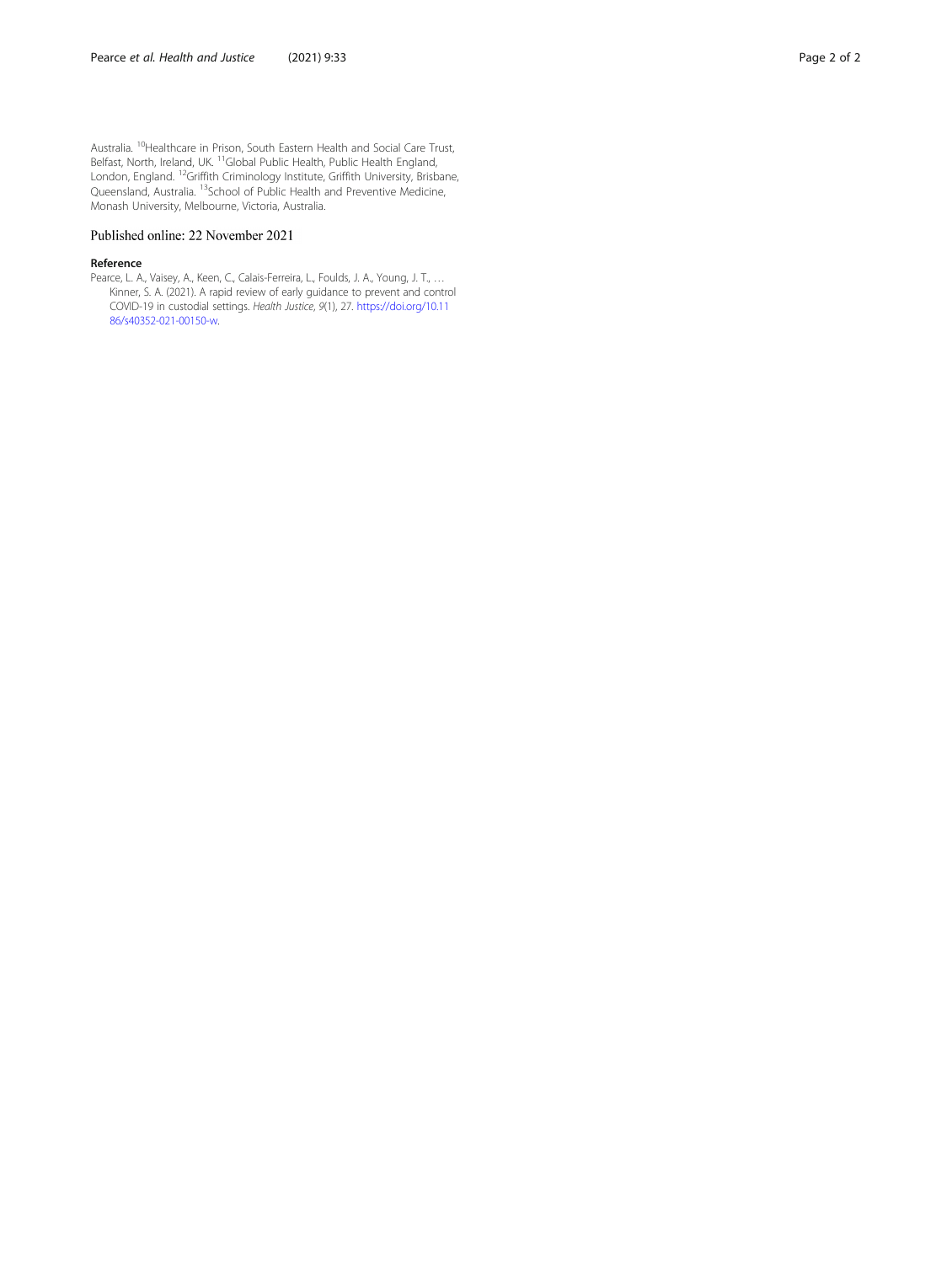Australia. [10]Healthcare in Prison, South Eastern Health and Social Care Trust, Belfast, North, Ireland, UK. [11]Global Public Health, Public Health England, London, England. [12]Griffith Criminology Institute, Griffith University, Brisbane, Queensland, Australia. [13]School of Public Health and Preventive Medicine, Monash University, Melbourne, Victoria, Australia.

Published online: 22 November 2021

### Reference

Pearce, L. A., Vaisey, A., Keen, C., Calais-Ferreira, L., Foulds, J. A., Young, J. T., … Kinner, S. A. (2021). A rapid review of early guidance to prevent and control COVID-19 in custodial settings. *Health Justice*, *9*(1), 27. https://doi.org/10.1186/s40352-021-00150-w.